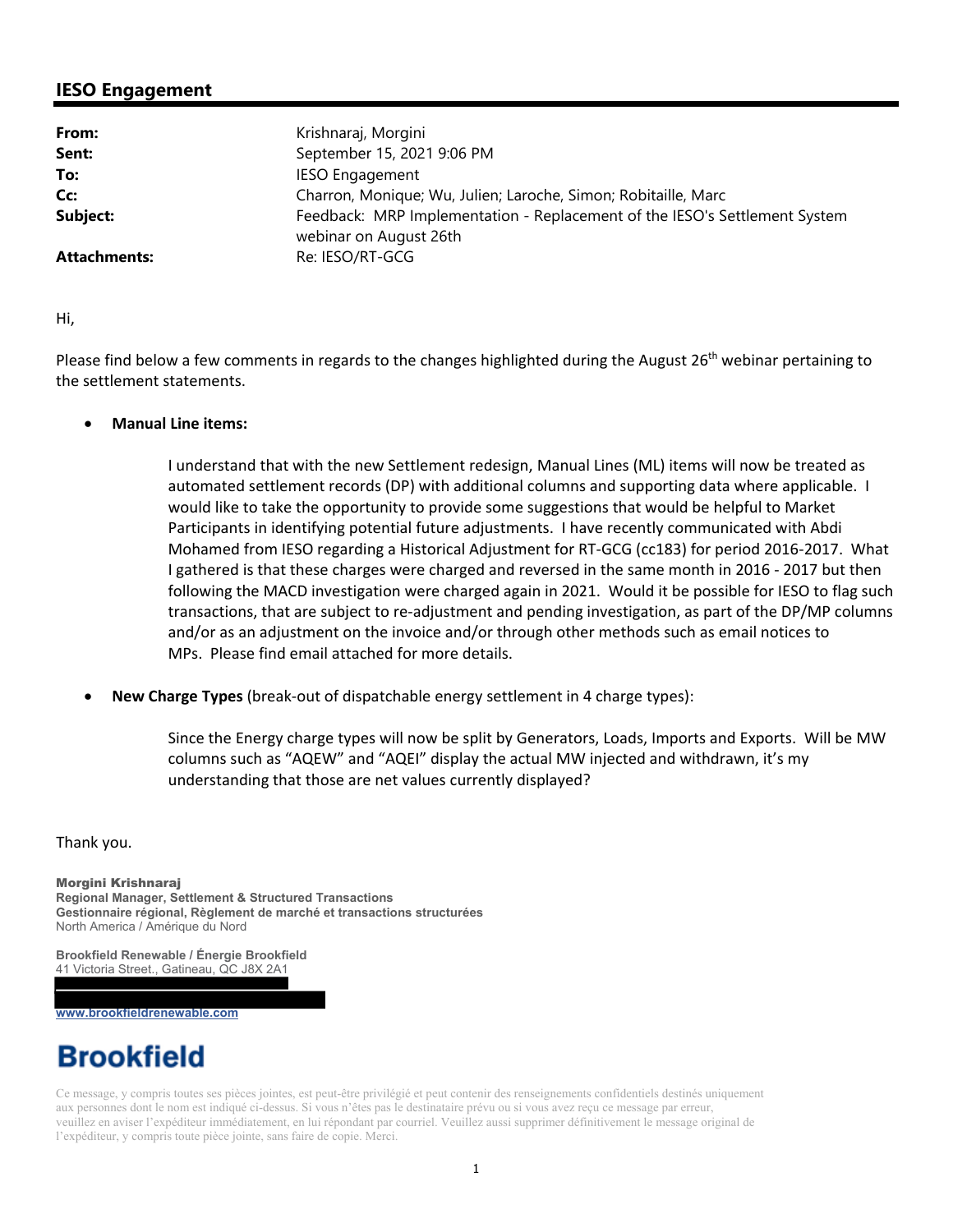## IESO Engagement

| | |
|---|---|
| **From:** | Krishnaraj, Morgini |
| **Sent:** | September 15, 2021 9:06 PM |
| **To:** | IESO Engagement |
| **Cc:** | Charron, Monique; Wu, Julien; Laroche, Simon; Robitaille, Marc |
| **Subject:** | Feedback: MRP Implementation - Replacement of the IESO's Settlement System webinar on August 26th |
| **Attachments:** | Re: IESO/RT-GCG |

Hi,

Please find below a few comments in regards to the changes highlighted during the August 26th webinar pertaining to the settlement statements.

- **Manual Line items:**

  I understand that with the new Settlement redesign, Manual Lines (ML) items will now be treated as automated settlement records (DP) with additional columns and supporting data where applicable. I would like to take the opportunity to provide some suggestions that would be helpful to Market Participants in identifying potential future adjustments. I have recently communicated with Abdi Mohamed from IESO regarding a Historical Adjustment for RT-GCG (cc183) for period 2016-2017. What I gathered is that these charges were charged and reversed in the same month in 2016 - 2017 but then following the MACD investigation were charged again in 2021. Would it be possible for IESO to flag such transactions, that are subject to re-adjustment and pending investigation, as part of the DP/MP columns and/or as an adjustment on the invoice and/or through other methods such as email notices to MPs. Please find email attached for more details.

- **New Charge Types** (break-out of dispatchable energy settlement in 4 charge types):

  Since the Energy charge types will now be split by Generators, Loads, Imports and Exports. Will be MW columns such as "AQEW" and "AQEI" display the actual MW injected and withdrawn, it's my understanding that those are net values currently displayed?

Thank you.

**Morgini Krishnaraj**
**Regional Manager, Settlement & Structured Transactions**
**Gestionnaire régional, Règlement de marché et transactions structurées**
North America / Amérique du Nord

**Brookfield Renewable / Énergie Brookfield**
41 Victoria Street., Gatineau, QC J8X 2A1

www.brookfieldrenewable.com

**Brookfield**

Ce message, y compris toutes ses pièces jointes, est peut-être privilégié et peut contenir des renseignements confidentiels destinés uniquement aux personnes dont le nom est indiqué ci-dessus. Si vous n'êtes pas le destinataire prévu ou si vous avez reçu ce message par erreur, veuillez en aviser l'expéditeur immédiatement, en lui répondant par courriel. Veuillez aussi supprimer définitivement le message original de l'expéditeur, y compris toute pièce jointe, sans faire de copie. Merci.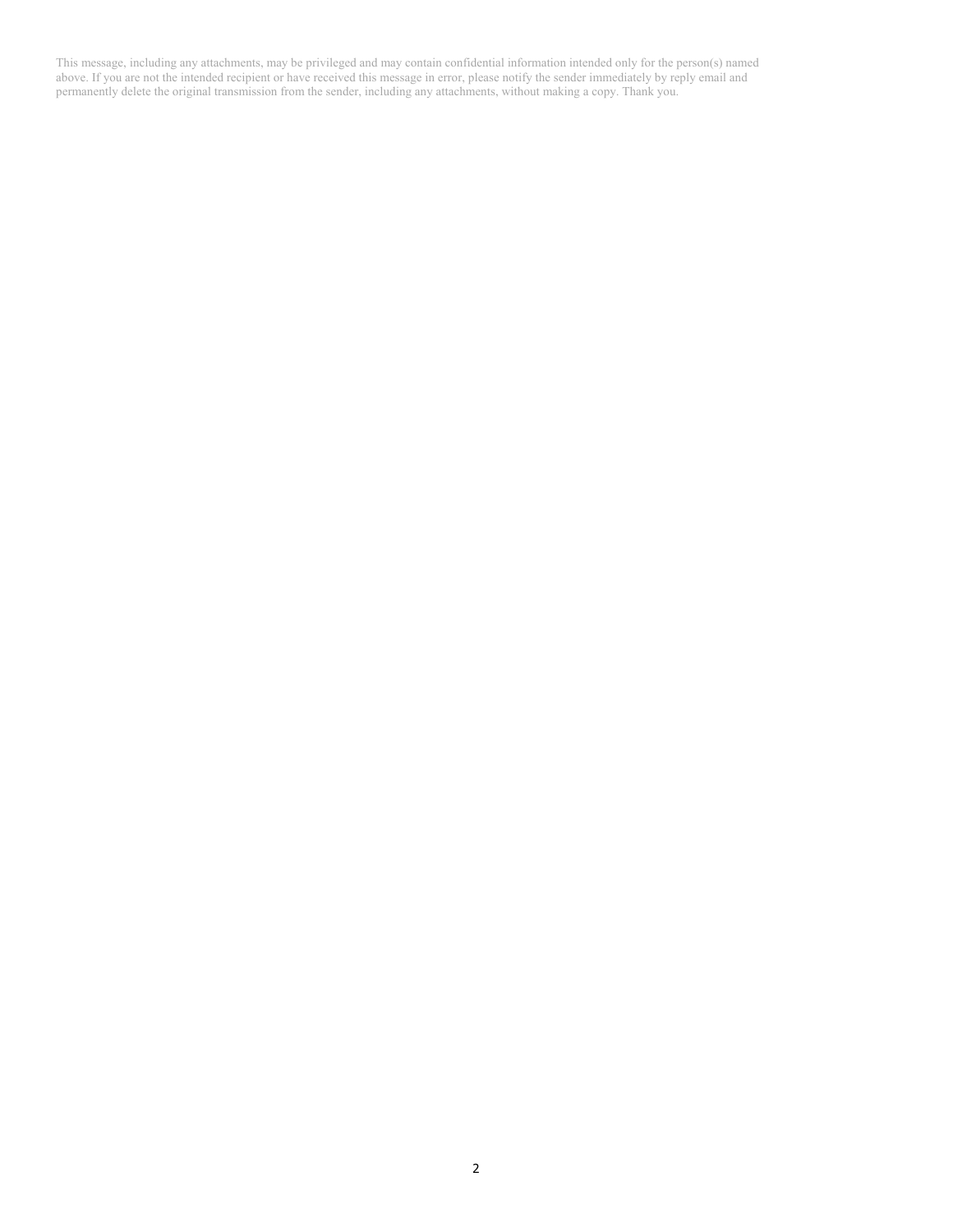This message, including any attachments, may be privileged and may contain confidential information intended only for the person(s) named above. If you are not the intended recipient or have received this message in error, please notify the sender immediately by reply email and permanently delete the original transmission from the sender, including any attachments, without making a copy. Thank you.